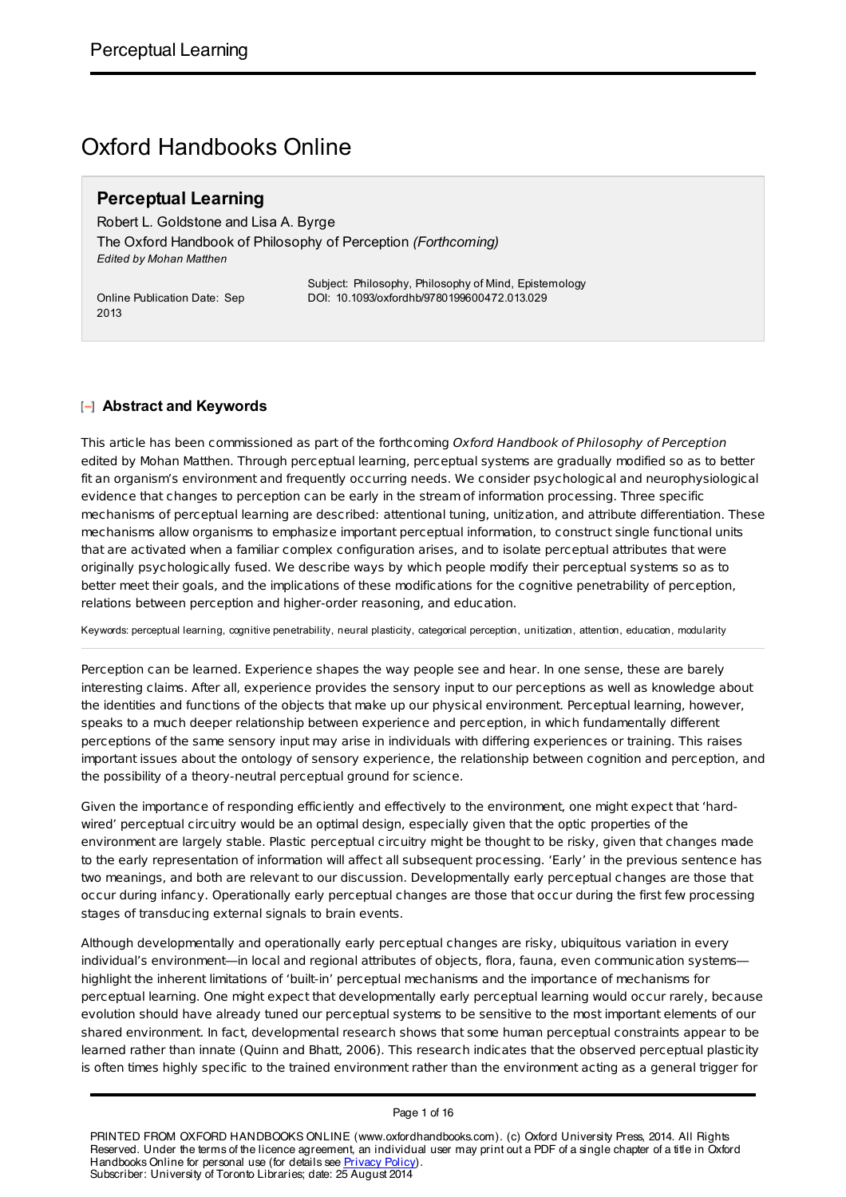# Oxford Handbooks Online

## Perceptual Learning

Robert L. Goldstone and Lisa A. Byrge
The Oxford Handbook of Philosophy of Perception *(Forthcoming)*
*Edited by Mohan Matthen*

Online Publication Date: Sep 2013

Subject: Philosophy, Philosophy of Mind, Epistemology
DOI: 10.1093/oxfordhb/9780199600472.013.029

### Abstract and Keywords

This article has been commissioned as part of the forthcoming *Oxford Handbook of Philosophy of Perception* edited by Mohan Matthen. Through perceptual learning, perceptual systems are gradually modified so as to better fit an organism's environment and frequently occurring needs. We consider psychological and neurophysiological evidence that changes to perception can be early in the stream of information processing. Three specific mechanisms of perceptual learning are described: attentional tuning, unitization, and attribute differentiation. These mechanisms allow organisms to emphasize important perceptual information, to construct single functional units that are activated when a familiar complex configuration arises, and to isolate perceptual attributes that were originally psychologically fused. We describe ways by which people modify their perceptual systems so as to better meet their goals, and the implications of these modifications for the cognitive penetrability of perception, relations between perception and higher-order reasoning, and education.

Keywords: perceptual learning, cognitive penetrability, neural plasticity, categorical perception, unitization, attention, education, modularity

Perception can be learned. Experience shapes the way people see and hear. In one sense, these are barely interesting claims. After all, experience provides the sensory input to our perceptions as well as knowledge about the identities and functions of the objects that make up our physical environment. Perceptual learning, however, speaks to a much deeper relationship between experience and perception, in which fundamentally different perceptions of the same sensory input may arise in individuals with differing experiences or training. This raises important issues about the ontology of sensory experience, the relationship between cognition and perception, and the possibility of a theory-neutral perceptual ground for science.

Given the importance of responding efficiently and effectively to the environment, one might expect that 'hard-wired' perceptual circuitry would be an optimal design, especially given that the optic properties of the environment are largely stable. Plastic perceptual circuitry might be thought to be risky, given that changes made to the early representation of information will affect all subsequent processing. 'Early' in the previous sentence has two meanings, and both are relevant to our discussion. Developmentally early perceptual changes are those that occur during infancy. Operationally early perceptual changes are those that occur during the first few processing stages of transducing external signals to brain events.

Although developmentally and operationally early perceptual changes are risky, ubiquitous variation in every individual's environment—in local and regional attributes of objects, flora, fauna, even communication systems—highlight the inherent limitations of 'built-in' perceptual mechanisms and the importance of mechanisms for perceptual learning. One might expect that developmentally early perceptual learning would occur rarely, because evolution should have already tuned our perceptual systems to be sensitive to the most important elements of our shared environment. In fact, developmental research shows that some human perceptual constraints appear to be learned rather than innate (Quinn and Bhatt, 2006). This research indicates that the observed perceptual plasticity is often times highly specific to the trained environment rather than the environment acting as a general trigger for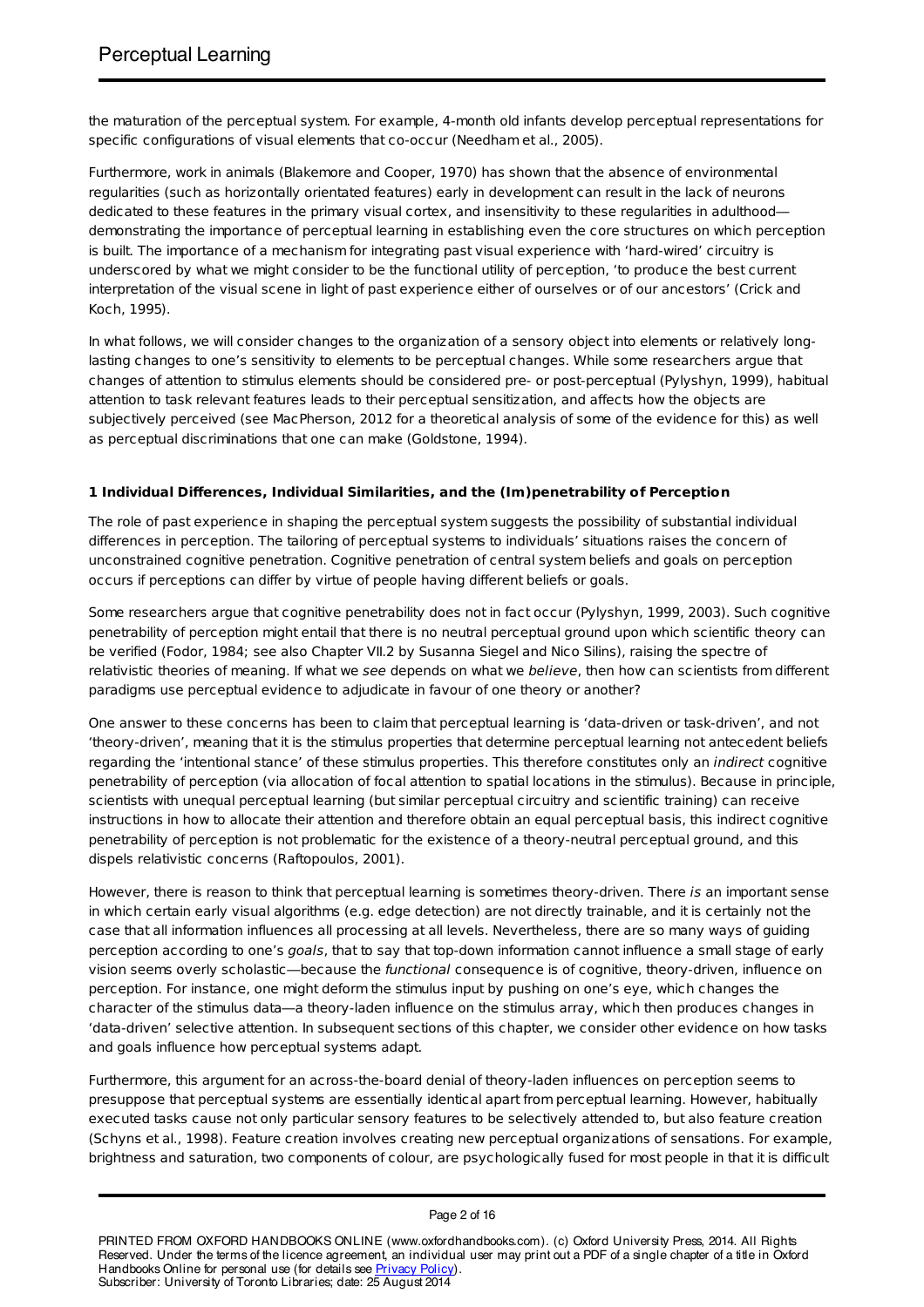the maturation of the perceptual system. For example, 4-month old infants develop perceptual representations for specific configurations of visual elements that co-occur (Needham et al., 2005).

Furthermore, work in animals (Blakemore and Cooper, 1970) has shown that the absence of environmental regularities (such as horizontally orientated features) early in development can result in the lack of neurons dedicated to these features in the primary visual cortex, and insensitivity to these regularities in adulthood—demonstrating the importance of perceptual learning in establishing even the core structures on which perception is built. The importance of a mechanism for integrating past visual experience with 'hard-wired' circuitry is underscored by what we might consider to be the functional utility of perception, 'to produce the best current interpretation of the visual scene in light of past experience either of ourselves or of our ancestors' (Crick and Koch, 1995).

In what follows, we will consider changes to the organization of a sensory object into elements or relatively long-lasting changes to one's sensitivity to elements to be perceptual changes. While some researchers argue that changes of attention to stimulus elements should be considered pre- or post-perceptual (Pylyshyn, 1999), habitual attention to task relevant features leads to their perceptual sensitization, and affects how the objects are subjectively perceived (see MacPherson, 2012 for a theoretical analysis of some of the evidence for this) as well as perceptual discriminations that one can make (Goldstone, 1994).

## 1 Individual Differences, Individual Similarities, and the (Im)penetrability of Perception

The role of past experience in shaping the perceptual system suggests the possibility of substantial individual differences in perception. The tailoring of perceptual systems to individuals' situations raises the concern of unconstrained cognitive penetration. Cognitive penetration of central system beliefs and goals on perception occurs if perceptions can differ by virtue of people having different beliefs or goals.

Some researchers argue that cognitive penetrability does not in fact occur (Pylyshyn, 1999, 2003). Such cognitive penetrability of perception might entail that there is no neutral perceptual ground upon which scientific theory can be verified (Fodor, 1984; see also Chapter VII.2 by Susanna Siegel and Nico Silins), raising the spectre of relativistic theories of meaning. If what we *see* depends on what we *believe*, then how can scientists from different paradigms use perceptual evidence to adjudicate in favour of one theory or another?

One answer to these concerns has been to claim that perceptual learning is 'data-driven or task-driven', and not 'theory-driven', meaning that it is the stimulus properties that determine perceptual learning not antecedent beliefs regarding the 'intentional stance' of these stimulus properties. This therefore constitutes only an *indirect* cognitive penetrability of perception (via allocation of focal attention to spatial locations in the stimulus). Because in principle, scientists with unequal perceptual learning (but similar perceptual circuitry and scientific training) can receive instructions in how to allocate their attention and therefore obtain an equal perceptual basis, this indirect cognitive penetrability of perception is not problematic for the existence of a theory-neutral perceptual ground, and this dispels relativistic concerns (Raftopoulos, 2001).

However, there is reason to think that perceptual learning is sometimes theory-driven. There *is* an important sense in which certain early visual algorithms (e.g. edge detection) are not directly trainable, and it is certainly not the case that all information influences all processing at all levels. Nevertheless, there are so many ways of guiding perception according to one's *goals*, that to say that top-down information cannot influence a small stage of early vision seems overly scholastic—because the *functional* consequence is of cognitive, theory-driven, influence on perception. For instance, one might deform the stimulus input by pushing on one's eye, which changes the character of the stimulus data—a theory-laden influence on the stimulus array, which then produces changes in 'data-driven' selective attention. In subsequent sections of this chapter, we consider other evidence on how tasks and goals influence how perceptual systems adapt.

Furthermore, this argument for an across-the-board denial of theory-laden influences on perception seems to presuppose that perceptual systems are essentially identical apart from perceptual learning. However, habitually executed tasks cause not only particular sensory features to be selectively attended to, but also feature creation (Schyns et al., 1998). Feature creation involves creating new perceptual organizations of sensations. For example, brightness and saturation, two components of colour, are psychologically fused for most people in that it is difficult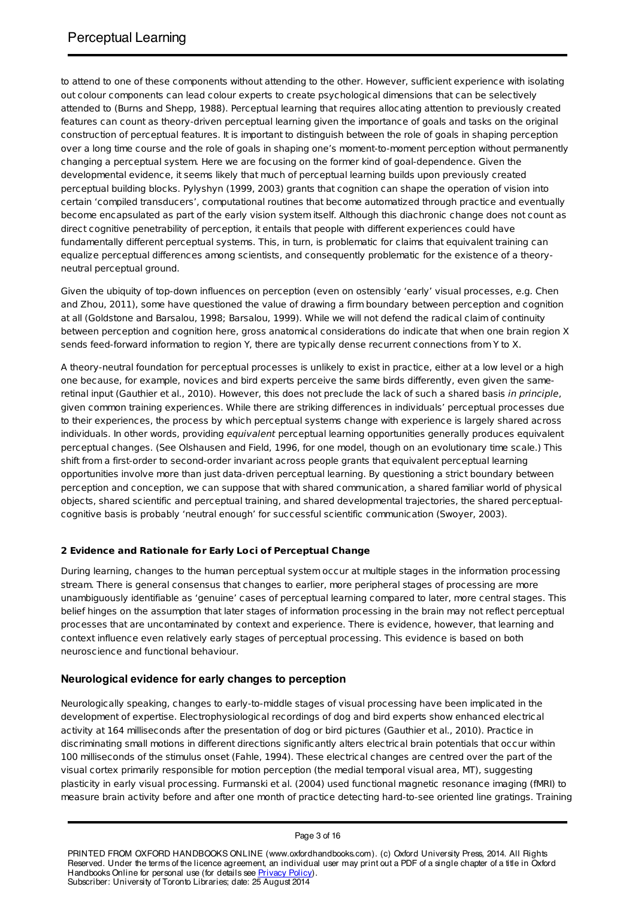to attend to one of these components without attending to the other. However, sufficient experience with isolating out colour components can lead colour experts to create psychological dimensions that can be selectively attended to (Burns and Shepp, 1988). Perceptual learning that requires allocating attention to previously created features can count as theory-driven perceptual learning given the importance of goals and tasks on the original construction of perceptual features. It is important to distinguish between the role of goals in shaping perception over a long time course and the role of goals in shaping one's moment-to-moment perception without permanently changing a perceptual system. Here we are focusing on the former kind of goal-dependence. Given the developmental evidence, it seems likely that much of perceptual learning builds upon previously created perceptual building blocks. Pylyshyn (1999, 2003) grants that cognition can shape the operation of vision into certain 'compiled transducers', computational routines that become automatized through practice and eventually become encapsulated as part of the early vision system itself. Although this diachronic change does not count as direct cognitive penetrability of perception, it entails that people with different experiences could have fundamentally different perceptual systems. This, in turn, is problematic for claims that equivalent training can equalize perceptual differences among scientists, and consequently problematic for the existence of a theory-neutral perceptual ground.

Given the ubiquity of top-down influences on perception (even on ostensibly 'early' visual processes, e.g. Chen and Zhou, 2011), some have questioned the value of drawing a firm boundary between perception and cognition at all (Goldstone and Barsalou, 1998; Barsalou, 1999). While we will not defend the radical claim of continuity between perception and cognition here, gross anatomical considerations do indicate that when one brain region X sends feed-forward information to region Y, there are typically dense recurrent connections from Y to X.

A theory-neutral foundation for perceptual processes is unlikely to exist in practice, either at a low level or a high one because, for example, novices and bird experts perceive the same birds differently, even given the same-retinal input (Gauthier et al., 2010). However, this does not preclude the lack of such a shared basis *in principle*, given common training experiences. While there are striking differences in individuals' perceptual processes due to their experiences, the process by which perceptual systems change with experience is largely shared across individuals. In other words, providing *equivalent* perceptual learning opportunities generally produces equivalent perceptual changes. (See Olshausen and Field, 1996, for one model, though on an evolutionary time scale.) This shift from a first-order to second-order invariant across people grants that equivalent perceptual learning opportunities involve more than just data-driven perceptual learning. By questioning a strict boundary between perception and conception, we can suppose that with shared communication, a shared familiar world of physical objects, shared scientific and perceptual training, and shared developmental trajectories, the shared perceptual-cognitive basis is probably 'neutral enough' for successful scientific communication (Swoyer, 2003).

## 2 Evidence and Rationale for Early Loci of Perceptual Change

During learning, changes to the human perceptual system occur at multiple stages in the information processing stream. There is general consensus that changes to earlier, more peripheral stages of processing are more unambiguously identifiable as 'genuine' cases of perceptual learning compared to later, more central stages. This belief hinges on the assumption that later stages of information processing in the brain may not reflect perceptual processes that are uncontaminated by context and experience. There is evidence, however, that learning and context influence even relatively early stages of perceptual processing. This evidence is based on both neuroscience and functional behaviour.

### Neurological evidence for early changes to perception

Neurologically speaking, changes to early-to-middle stages of visual processing have been implicated in the development of expertise. Electrophysiological recordings of dog and bird experts show enhanced electrical activity at 164 milliseconds after the presentation of dog or bird pictures (Gauthier et al., 2010). Practice in discriminating small motions in different directions significantly alters electrical brain potentials that occur within 100 milliseconds of the stimulus onset (Fahle, 1994). These electrical changes are centred over the part of the visual cortex primarily responsible for motion perception (the medial temporal visual area, MT), suggesting plasticity in early visual processing. Furmanski et al. (2004) used functional magnetic resonance imaging (fMRI) to measure brain activity before and after one month of practice detecting hard-to-see oriented line gratings. Training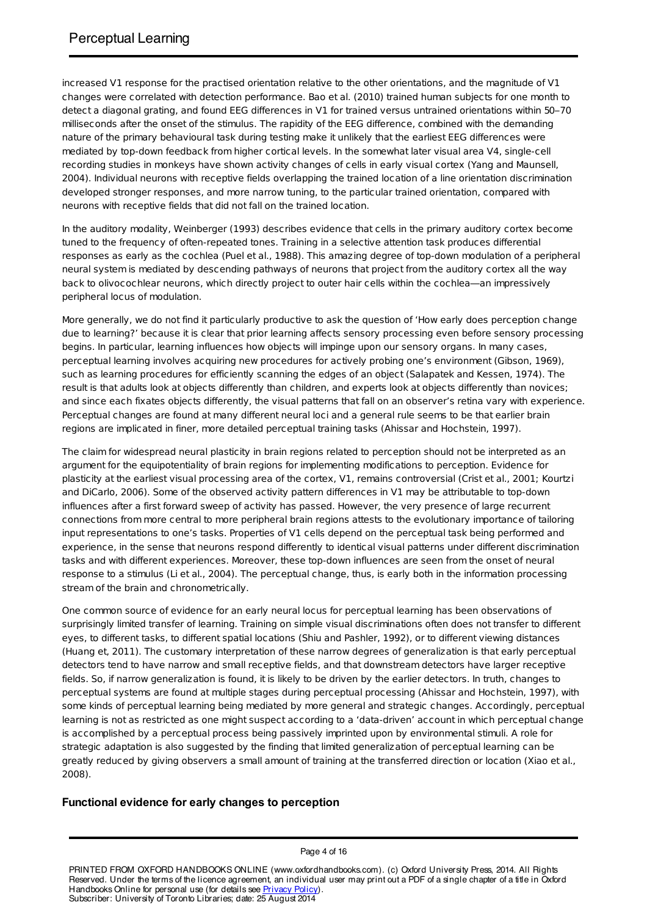increased V1 response for the practised orientation relative to the other orientations, and the magnitude of V1 changes were correlated with detection performance. Bao et al. (2010) trained human subjects for one month to detect a diagonal grating, and found EEG differences in V1 for trained versus untrained orientations within 50–70 milliseconds after the onset of the stimulus. The rapidity of the EEG difference, combined with the demanding nature of the primary behavioural task during testing make it unlikely that the earliest EEG differences were mediated by top-down feedback from higher cortical levels. In the somewhat later visual area V4, single-cell recording studies in monkeys have shown activity changes of cells in early visual cortex (Yang and Maunsell, 2004). Individual neurons with receptive fields overlapping the trained location of a line orientation discrimination developed stronger responses, and more narrow tuning, to the particular trained orientation, compared with neurons with receptive fields that did not fall on the trained location.

In the auditory modality, Weinberger (1993) describes evidence that cells in the primary auditory cortex become tuned to the frequency of often-repeated tones. Training in a selective attention task produces differential responses as early as the cochlea (Puel et al., 1988). This amazing degree of top-down modulation of a peripheral neural system is mediated by descending pathways of neurons that project from the auditory cortex all the way back to olivocochlear neurons, which directly project to outer hair cells within the cochlea—an impressively peripheral locus of modulation.

More generally, we do not find it particularly productive to ask the question of 'How early does perception change due to learning?' because it is clear that prior learning affects sensory processing even before sensory processing begins. In particular, learning influences how objects will impinge upon our sensory organs. In many cases, perceptual learning involves acquiring new procedures for actively probing one's environment (Gibson, 1969), such as learning procedures for efficiently scanning the edges of an object (Salapatek and Kessen, 1974). The result is that adults look at objects differently than children, and experts look at objects differently than novices; and since each fixates objects differently, the visual patterns that fall on an observer's retina vary with experience. Perceptual changes are found at many different neural loci and a general rule seems to be that earlier brain regions are implicated in finer, more detailed perceptual training tasks (Ahissar and Hochstein, 1997).

The claim for widespread neural plasticity in brain regions related to perception should not be interpreted as an argument for the equipotentiality of brain regions for implementing modifications to perception. Evidence for plasticity at the earliest visual processing area of the cortex, V1, remains controversial (Crist et al., 2001; Kourtzi and DiCarlo, 2006). Some of the observed activity pattern differences in V1 may be attributable to top-down influences after a first forward sweep of activity has passed. However, the very presence of large recurrent connections from more central to more peripheral brain regions attests to the evolutionary importance of tailoring input representations to one's tasks. Properties of V1 cells depend on the perceptual task being performed and experience, in the sense that neurons respond differently to identical visual patterns under different discrimination tasks and with different experiences. Moreover, these top-down influences are seen from the onset of neural response to a stimulus (Li et al., 2004). The perceptual change, thus, is early both in the information processing stream of the brain and chronometrically.

One common source of evidence for an early neural locus for perceptual learning has been observations of surprisingly limited transfer of learning. Training on simple visual discriminations often does not transfer to different eyes, to different tasks, to different spatial locations (Shiu and Pashler, 1992), or to different viewing distances (Huang et, 2011). The customary interpretation of these narrow degrees of generalization is that early perceptual detectors tend to have narrow and small receptive fields, and that downstream detectors have larger receptive fields. So, if narrow generalization is found, it is likely to be driven by the earlier detectors. In truth, changes to perceptual systems are found at multiple stages during perceptual processing (Ahissar and Hochstein, 1997), with some kinds of perceptual learning being mediated by more general and strategic changes. Accordingly, perceptual learning is not as restricted as one might suspect according to a 'data-driven' account in which perceptual change is accomplished by a perceptual process being passively imprinted upon by environmental stimuli. A role for strategic adaptation is also suggested by the finding that limited generalization of perceptual learning can be greatly reduced by giving observers a small amount of training at the transferred direction or location (Xiao et al., 2008).

### Functional evidence for early changes to perception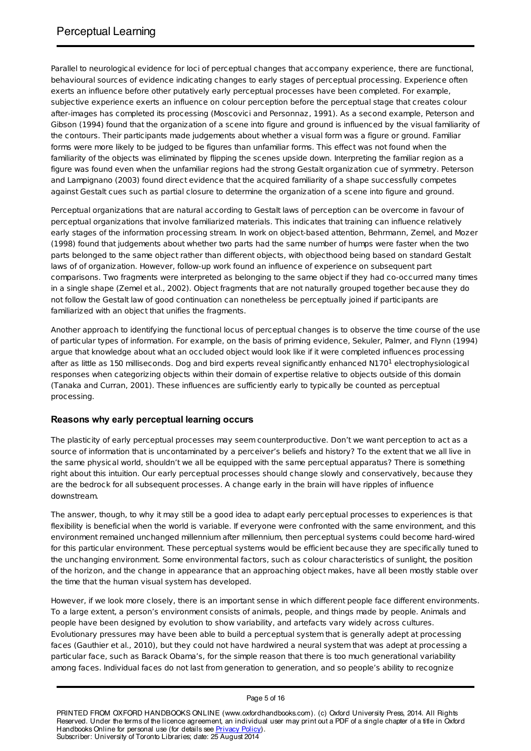Parallel to neurological evidence for loci of perceptual changes that accompany experience, there are functional, behavioural sources of evidence indicating changes to early stages of perceptual processing. Experience often exerts an influence before other putatively early perceptual processes have been completed. For example, subjective experience exerts an influence on colour perception before the perceptual stage that creates colour after-images has completed its processing (Moscovici and Personnaz, 1991). As a second example, Peterson and Gibson (1994) found that the organization of a scene into figure and ground is influenced by the visual familiarity of the contours. Their participants made judgements about whether a visual form was a figure or ground. Familiar forms were more likely to be judged to be figures than unfamiliar forms. This effect was not found when the familiarity of the objects was eliminated by flipping the scenes upside down. Interpreting the familiar region as a figure was found even when the unfamiliar regions had the strong Gestalt organization cue of symmetry. Peterson and Lampignano (2003) found direct evidence that the acquired familiarity of a shape successfully competes against Gestalt cues such as partial closure to determine the organization of a scene into figure and ground.

Perceptual organizations that are natural according to Gestalt laws of perception can be overcome in favour of perceptual organizations that involve familiarized materials. This indicates that training can influence relatively early stages of the information processing stream. In work on object-based attention, Behrmann, Zemel, and Mozer (1998) found that judgements about whether two parts had the same number of humps were faster when the two parts belonged to the same object rather than different objects, with objecthood being based on standard Gestalt laws of of organization. However, follow-up work found an influence of experience on subsequent part comparisons. Two fragments were interpreted as belonging to the same object if they had co-occurred many times in a single shape (Zemel et al., 2002). Object fragments that are not naturally grouped together because they do not follow the Gestalt law of good continuation can nonetheless be perceptually joined if participants are familiarized with an object that unifies the fragments.

Another approach to identifying the functional locus of perceptual changes is to observe the time course of the use of particular types of information. For example, on the basis of priming evidence, Sekuler, Palmer, and Flynn (1994) argue that knowledge about what an occluded object would look like if it were completed influences processing after as little as 150 milliseconds. Dog and bird experts reveal significantly enhanced N170[1] electrophysiological responses when categorizing objects within their domain of expertise relative to objects outside of this domain (Tanaka and Curran, 2001). These influences are sufficiently early to typically be counted as perceptual processing.

## Reasons why early perceptual learning occurs

The plasticity of early perceptual processes may seem counterproductive. Don't we want perception to act as a source of information that is uncontaminated by a perceiver's beliefs and history? To the extent that we all live in the same physical world, shouldn't we all be equipped with the same perceptual apparatus? There is something right about this intuition. Our early perceptual processes should change slowly and conservatively, because they are the bedrock for all subsequent processes. A change early in the brain will have ripples of influence downstream.

The answer, though, to why it may still be a good idea to adapt early perceptual processes to experiences is that flexibility is beneficial when the world is variable. If everyone were confronted with the same environment, and this environment remained unchanged millennium after millennium, then perceptual systems could become hard-wired for this particular environment. These perceptual systems would be efficient because they are specifically tuned to the unchanging environment. Some environmental factors, such as colour characteristics of sunlight, the position of the horizon, and the change in appearance that an approaching object makes, have all been mostly stable over the time that the human visual system has developed.

However, if we look more closely, there is an important sense in which different people face different environments. To a large extent, a person's environment consists of animals, people, and things made by people. Animals and people have been designed by evolution to show variability, and artefacts vary widely across cultures. Evolutionary pressures may have been able to build a perceptual system that is generally adept at processing faces (Gauthier et al., 2010), but they could not have hardwired a neural system that was adept at processing a particular face, such as Barack Obama's, for the simple reason that there is too much generational variability among faces. Individual faces do not last from generation to generation, and so people's ability to recognize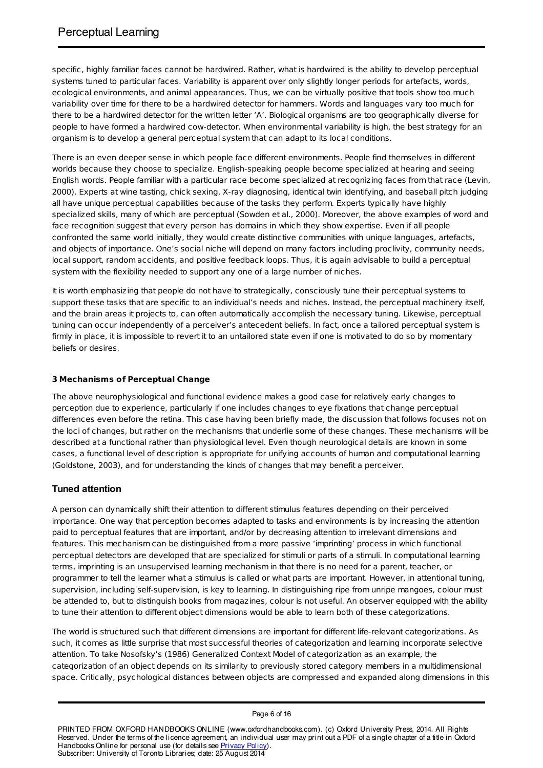specific, highly familiar faces cannot be hardwired. Rather, what is hardwired is the ability to develop perceptual systems tuned to particular faces. Variability is apparent over only slightly longer periods for artefacts, words, ecological environments, and animal appearances. Thus, we can be virtually positive that tools show too much variability over time for there to be a hardwired detector for hammers. Words and languages vary too much for there to be a hardwired detector for the written letter 'A'. Biological organisms are too geographically diverse for people to have formed a hardwired cow-detector. When environmental variability is high, the best strategy for an organism is to develop a general perceptual system that can adapt to its local conditions.

There is an even deeper sense in which people face different environments. People find themselves in different worlds because they choose to specialize. English-speaking people become specialized at hearing and seeing English words. People familiar with a particular race become specialized at recognizing faces from that race (Levin, 2000). Experts at wine tasting, chick sexing, X-ray diagnosing, identical twin identifying, and baseball pitch judging all have unique perceptual capabilities because of the tasks they perform. Experts typically have highly specialized skills, many of which are perceptual (Sowden et al., 2000). Moreover, the above examples of word and face recognition suggest that every person has domains in which they show expertise. Even if all people confronted the same world initially, they would create distinctive communities with unique languages, artefacts, and objects of importance. One's social niche will depend on many factors including proclivity, community needs, local support, random accidents, and positive feedback loops. Thus, it is again advisable to build a perceptual system with the flexibility needed to support any one of a large number of niches.

It is worth emphasizing that people do not have to strategically, consciously tune their perceptual systems to support these tasks that are specific to an individual's needs and niches. Instead, the perceptual machinery itself, and the brain areas it projects to, can often automatically accomplish the necessary tuning. Likewise, perceptual tuning can occur independently of a perceiver's antecedent beliefs. In fact, once a tailored perceptual system is firmly in place, it is impossible to revert it to an untailored state even if one is motivated to do so by momentary beliefs or desires.

### 3 Mechanisms of Perceptual Change

The above neurophysiological and functional evidence makes a good case for relatively early changes to perception due to experience, particularly if one includes changes to eye fixations that change perceptual differences even before the retina. This case having been briefly made, the discussion that follows focuses not on the loci of changes, but rather on the mechanisms that underlie some of these changes. These mechanisms will be described at a functional rather than physiological level. Even though neurological details are known in some cases, a functional level of description is appropriate for unifying accounts of human and computational learning (Goldstone, 2003), and for understanding the kinds of changes that may benefit a perceiver.

## Tuned attention

A person can dynamically shift their attention to different stimulus features depending on their perceived importance. One way that perception becomes adapted to tasks and environments is by increasing the attention paid to perceptual features that are important, and/or by decreasing attention to irrelevant dimensions and features. This mechanism can be distinguished from a more passive 'imprinting' process in which functional perceptual detectors are developed that are specialized for stimuli or parts of a stimuli. In computational learning terms, imprinting is an unsupervised learning mechanism in that there is no need for a parent, teacher, or programmer to tell the learner what a stimulus is called or what parts are important. However, in attentional tuning, supervision, including self-supervision, is key to learning. In distinguishing ripe from unripe mangoes, colour must be attended to, but to distinguish books from magazines, colour is not useful. An observer equipped with the ability to tune their attention to different object dimensions would be able to learn both of these categorizations.

The world is structured such that different dimensions are important for different life-relevant categorizations. As such, it comes as little surprise that most successful theories of categorization and learning incorporate selective attention. To take Nosofsky's (1986) Generalized Context Model of categorization as an example, the categorization of an object depends on its similarity to previously stored category members in a multidimensional space. Critically, psychological distances between objects are compressed and expanded along dimensions in this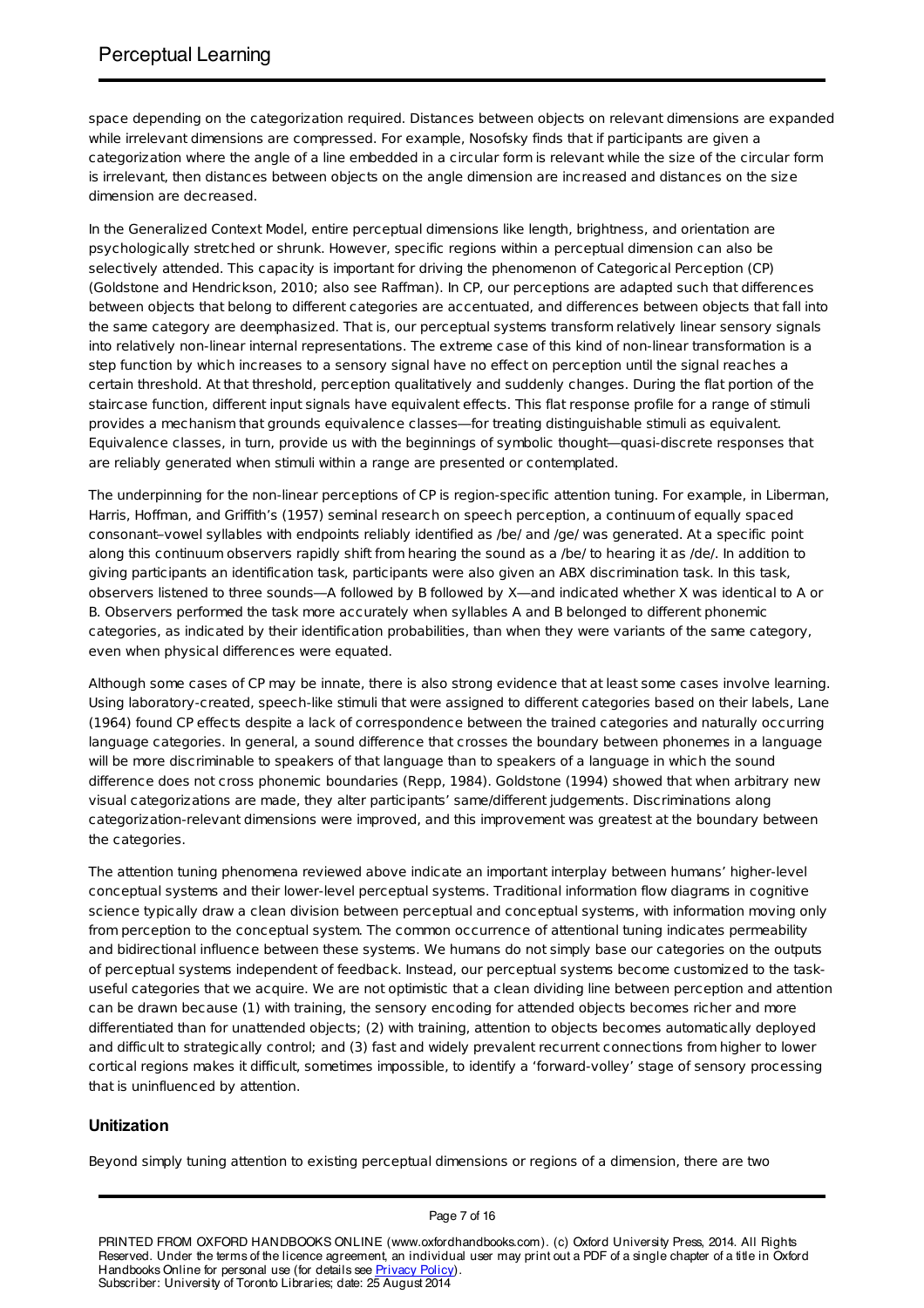space depending on the categorization required. Distances between objects on relevant dimensions are expanded while irrelevant dimensions are compressed. For example, Nosofsky finds that if participants are given a categorization where the angle of a line embedded in a circular form is relevant while the size of the circular form is irrelevant, then distances between objects on the angle dimension are increased and distances on the size dimension are decreased.

In the Generalized Context Model, entire perceptual dimensions like length, brightness, and orientation are psychologically stretched or shrunk. However, specific regions within a perceptual dimension can also be selectively attended. This capacity is important for driving the phenomenon of Categorical Perception (CP) (Goldstone and Hendrickson, 2010; also see Raffman). In CP, our perceptions are adapted such that differences between objects that belong to different categories are accentuated, and differences between objects that fall into the same category are deemphasized. That is, our perceptual systems transform relatively linear sensory signals into relatively non-linear internal representations. The extreme case of this kind of non-linear transformation is a step function by which increases to a sensory signal have no effect on perception until the signal reaches a certain threshold. At that threshold, perception qualitatively and suddenly changes. During the flat portion of the staircase function, different input signals have equivalent effects. This flat response profile for a range of stimuli provides a mechanism that grounds equivalence classes—for treating distinguishable stimuli as equivalent. Equivalence classes, in turn, provide us with the beginnings of symbolic thought—quasi-discrete responses that are reliably generated when stimuli within a range are presented or contemplated.

The underpinning for the non-linear perceptions of CP is region-specific attention tuning. For example, in Liberman, Harris, Hoffman, and Griffith's (1957) seminal research on speech perception, a continuum of equally spaced consonant–vowel syllables with endpoints reliably identified as /be/ and /ge/ was generated. At a specific point along this continuum observers rapidly shift from hearing the sound as a /be/ to hearing it as /de/. In addition to giving participants an identification task, participants were also given an ABX discrimination task. In this task, observers listened to three sounds—A followed by B followed by X—and indicated whether X was identical to A or B. Observers performed the task more accurately when syllables A and B belonged to different phonemic categories, as indicated by their identification probabilities, than when they were variants of the same category, even when physical differences were equated.

Although some cases of CP may be innate, there is also strong evidence that at least some cases involve learning. Using laboratory-created, speech-like stimuli that were assigned to different categories based on their labels, Lane (1964) found CP effects despite a lack of correspondence between the trained categories and naturally occurring language categories. In general, a sound difference that crosses the boundary between phonemes in a language will be more discriminable to speakers of that language than to speakers of a language in which the sound difference does not cross phonemic boundaries (Repp, 1984). Goldstone (1994) showed that when arbitrary new visual categorizations are made, they alter participants' same/different judgements. Discriminations along categorization-relevant dimensions were improved, and this improvement was greatest at the boundary between the categories.

The attention tuning phenomena reviewed above indicate an important interplay between humans' higher-level conceptual systems and their lower-level perceptual systems. Traditional information flow diagrams in cognitive science typically draw a clean division between perceptual and conceptual systems, with information moving only from perception to the conceptual system. The common occurrence of attentional tuning indicates permeability and bidirectional influence between these systems. We humans do not simply base our categories on the outputs of perceptual systems independent of feedback. Instead, our perceptual systems become customized to the task-useful categories that we acquire. We are not optimistic that a clean dividing line between perception and attention can be drawn because (1) with training, the sensory encoding for attended objects becomes richer and more differentiated than for unattended objects; (2) with training, attention to objects becomes automatically deployed and difficult to strategically control; and (3) fast and widely prevalent recurrent connections from higher to lower cortical regions makes it difficult, sometimes impossible, to identify a 'forward-volley' stage of sensory processing that is uninfluenced by attention.

## Unitization

Beyond simply tuning attention to existing perceptual dimensions or regions of a dimension, there are two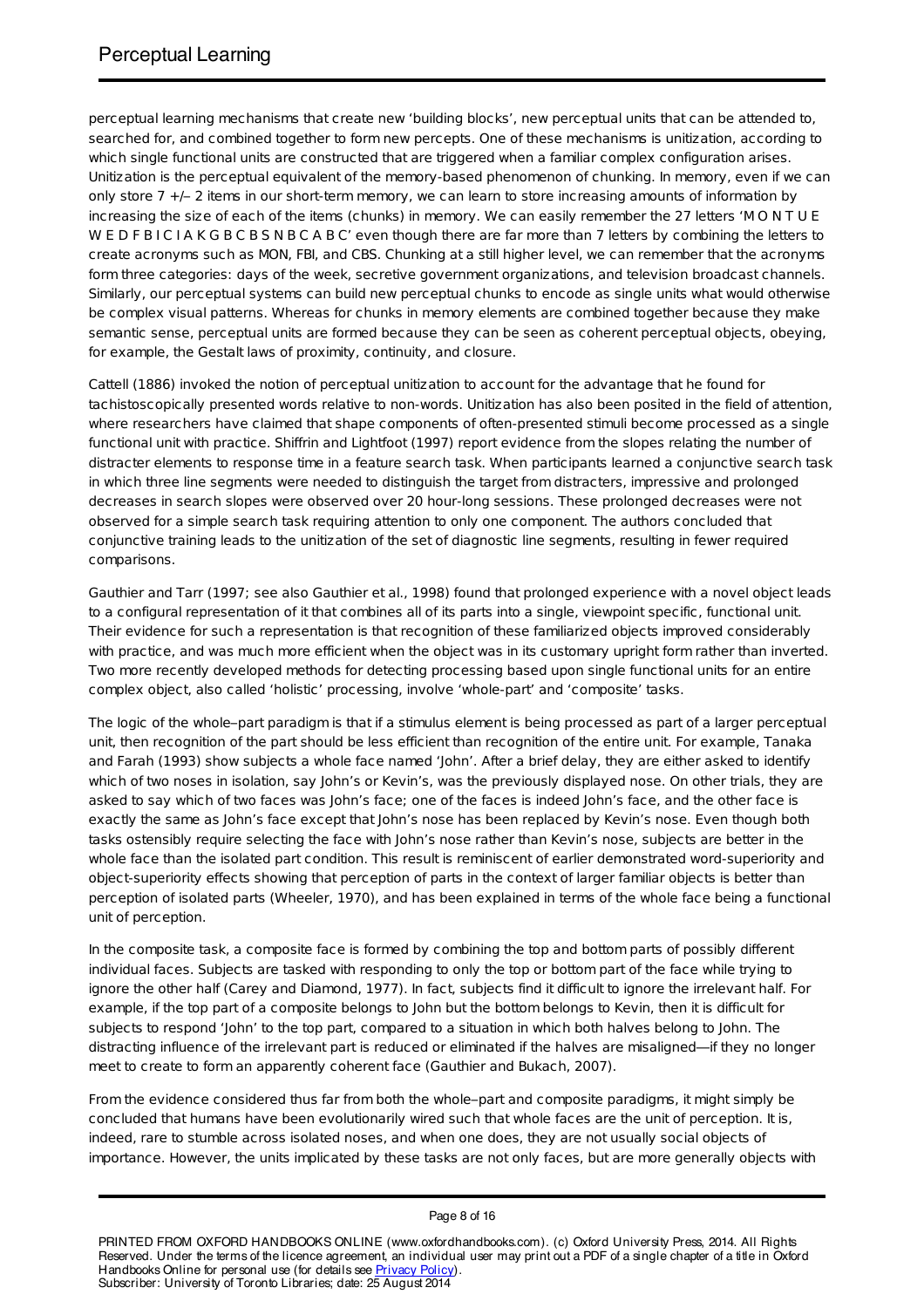perceptual learning mechanisms that create new 'building blocks', new perceptual units that can be attended to, searched for, and combined together to form new percepts. One of these mechanisms is unitization, according to which single functional units are constructed that are triggered when a familiar complex configuration arises. Unitization is the perceptual equivalent of the memory-based phenomenon of chunking. In memory, even if we can only store 7 +/– 2 items in our short-term memory, we can learn to store increasing amounts of information by increasing the size of each of the items (chunks) in memory. We can easily remember the 27 letters 'M O N T U E W E D F B I C I A K G B C B S N B C A B C' even though there are far more than 7 letters by combining the letters to create acronyms such as MON, FBI, and CBS. Chunking at a still higher level, we can remember that the acronyms form three categories: days of the week, secretive government organizations, and television broadcast channels. Similarly, our perceptual systems can build new perceptual chunks to encode as single units what would otherwise be complex visual patterns. Whereas for chunks in memory elements are combined together because they make semantic sense, perceptual units are formed because they can be seen as coherent perceptual objects, obeying, for example, the Gestalt laws of proximity, continuity, and closure.

Cattell (1886) invoked the notion of perceptual unitization to account for the advantage that he found for tachistoscopically presented words relative to non-words. Unitization has also been posited in the field of attention, where researchers have claimed that shape components of often-presented stimuli become processed as a single functional unit with practice. Shiffrin and Lightfoot (1997) report evidence from the slopes relating the number of distracter elements to response time in a feature search task. When participants learned a conjunctive search task in which three line segments were needed to distinguish the target from distracters, impressive and prolonged decreases in search slopes were observed over 20 hour-long sessions. These prolonged decreases were not observed for a simple search task requiring attention to only one component. The authors concluded that conjunctive training leads to the unitization of the set of diagnostic line segments, resulting in fewer required comparisons.

Gauthier and Tarr (1997; see also Gauthier et al., 1998) found that prolonged experience with a novel object leads to a configural representation of it that combines all of its parts into a single, viewpoint specific, functional unit. Their evidence for such a representation is that recognition of these familiarized objects improved considerably with practice, and was much more efficient when the object was in its customary upright form rather than inverted. Two more recently developed methods for detecting processing based upon single functional units for an entire complex object, also called 'holistic' processing, involve 'whole-part' and 'composite' tasks.

The logic of the whole–part paradigm is that if a stimulus element is being processed as part of a larger perceptual unit, then recognition of the part should be less efficient than recognition of the entire unit. For example, Tanaka and Farah (1993) show subjects a whole face named 'John'. After a brief delay, they are either asked to identify which of two noses in isolation, say John's or Kevin's, was the previously displayed nose. On other trials, they are asked to say which of two faces was John's face; one of the faces is indeed John's face, and the other face is exactly the same as John's face except that John's nose has been replaced by Kevin's nose. Even though both tasks ostensibly require selecting the face with John's nose rather than Kevin's nose, subjects are better in the whole face than the isolated part condition. This result is reminiscent of earlier demonstrated word-superiority and object-superiority effects showing that perception of parts in the context of larger familiar objects is better than perception of isolated parts (Wheeler, 1970), and has been explained in terms of the whole face being a functional unit of perception.

In the composite task, a composite face is formed by combining the top and bottom parts of possibly different individual faces. Subjects are tasked with responding to only the top or bottom part of the face while trying to ignore the other half (Carey and Diamond, 1977). In fact, subjects find it difficult to ignore the irrelevant half. For example, if the top part of a composite belongs to John but the bottom belongs to Kevin, then it is difficult for subjects to respond 'John' to the top part, compared to a situation in which both halves belong to John. The distracting influence of the irrelevant part is reduced or eliminated if the halves are misaligned—if they no longer meet to create to form an apparently coherent face (Gauthier and Bukach, 2007).

From the evidence considered thus far from both the whole–part and composite paradigms, it might simply be concluded that humans have been evolutionarily wired such that whole faces are the unit of perception. It is, indeed, rare to stumble across isolated noses, and when one does, they are not usually social objects of importance. However, the units implicated by these tasks are not only faces, but are more generally objects with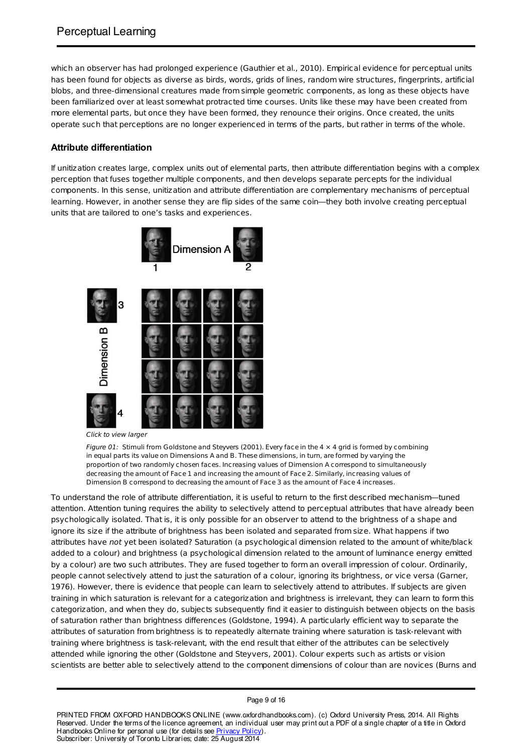which an observer has had prolonged experience (Gauthier et al., 2010). Empirical evidence for perceptual units has been found for objects as diverse as birds, words, grids of lines, random wire structures, fingerprints, artificial blobs, and three-dimensional creatures made from simple geometric components, as long as these objects have been familiarized over at least somewhat protracted time courses. Units like these may have been created from more elemental parts, but once they have been formed, they renounce their origins. Once created, the units operate such that perceptions are no longer experienced in terms of the parts, but rather in terms of the whole.

### Attribute differentiation

If unitization creates large, complex units out of elemental parts, then attribute differentiation begins with a complex perception that fuses together multiple components, and then develops separate percepts for the individual components. In this sense, unitization and attribute differentiation are complementary mechanisms of perceptual learning. However, in another sense they are flip sides of the same coin—they both involve creating perceptual units that are tailored to one's tasks and experiences.

*Click to view larger*

*Figure 01:* Stimuli from Goldstone and Steyvers (2001). Every face in the 4 × 4 grid is formed by combining in equal parts its value on Dimensions A and B. These dimensions, in turn, are formed by varying the proportion of two randomly chosen faces. Increasing values of Dimension A correspond to simultaneously decreasing the amount of Face 1 and increasing the amount of Face 2. Similarly, increasing values of Dimension B correspond to decreasing the amount of Face 3 as the amount of Face 4 increases.

To understand the role of attribute differentiation, it is useful to return to the first described mechanism—tuned attention. Attention tuning requires the ability to selectively attend to perceptual attributes that have already been psychologically isolated. That is, it is only possible for an observer to attend to the brightness of a shape and ignore its size if the attribute of brightness has been isolated and separated from size. What happens if two attributes have *not* yet been isolated? Saturation (a psychological dimension related to the amount of white/black added to a colour) and brightness (a psychological dimension related to the amount of luminance energy emitted by a colour) are two such attributes. They are fused together to form an overall impression of colour. Ordinarily, people cannot selectively attend to just the saturation of a colour, ignoring its brightness, or vice versa (Garner, 1976). However, there is evidence that people can learn to selectively attend to attributes. If subjects are given training in which saturation is relevant for a categorization and brightness is irrelevant, they can learn to form this categorization, and when they do, subjects subsequently find it easier to distinguish between objects on the basis of saturation rather than brightness differences (Goldstone, 1994). A particularly efficient way to separate the attributes of saturation from brightness is to repeatedly alternate training where saturation is task-relevant with training where brightness is task-relevant, with the end result that either of the attributes can be selectively attended while ignoring the other (Goldstone and Steyvers, 2001). Colour experts such as artists or vision scientists are better able to selectively attend to the component dimensions of colour than are novices (Burns and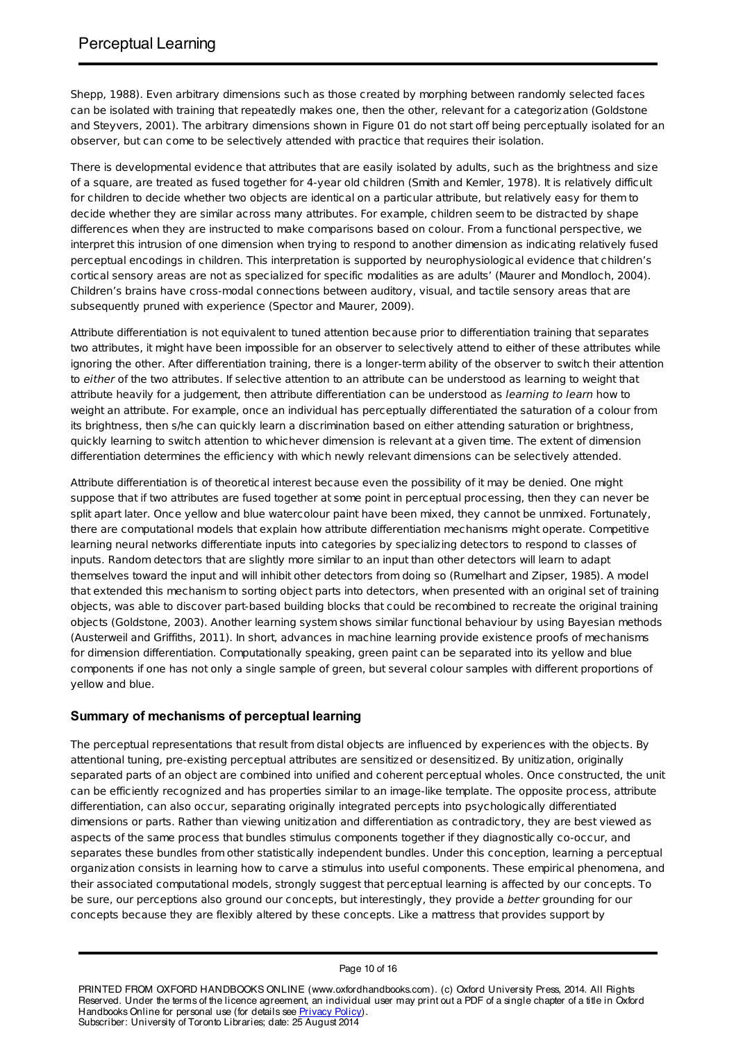Shepp, 1988). Even arbitrary dimensions such as those created by morphing between randomly selected faces can be isolated with training that repeatedly makes one, then the other, relevant for a categorization (Goldstone and Steyvers, 2001). The arbitrary dimensions shown in Figure 01 do not start off being perceptually isolated for an observer, but can come to be selectively attended with practice that requires their isolation.

There is developmental evidence that attributes that are easily isolated by adults, such as the brightness and size of a square, are treated as fused together for 4-year old children (Smith and Kemler, 1978). It is relatively difficult for children to decide whether two objects are identical on a particular attribute, but relatively easy for them to decide whether they are similar across many attributes. For example, children seem to be distracted by shape differences when they are instructed to make comparisons based on colour. From a functional perspective, we interpret this intrusion of one dimension when trying to respond to another dimension as indicating relatively fused perceptual encodings in children. This interpretation is supported by neurophysiological evidence that children's cortical sensory areas are not as specialized for specific modalities as are adults' (Maurer and Mondloch, 2004). Children's brains have cross-modal connections between auditory, visual, and tactile sensory areas that are subsequently pruned with experience (Spector and Maurer, 2009).

Attribute differentiation is not equivalent to tuned attention because prior to differentiation training that separates two attributes, it might have been impossible for an observer to selectively attend to either of these attributes while ignoring the other. After differentiation training, there is a longer-term ability of the observer to switch their attention to *either* of the two attributes. If selective attention to an attribute can be understood as learning to weight that attribute heavily for a judgement, then attribute differentiation can be understood as *learning to learn* how to weight an attribute. For example, once an individual has perceptually differentiated the saturation of a colour from its brightness, then s/he can quickly learn a discrimination based on either attending saturation or brightness, quickly learning to switch attention to whichever dimension is relevant at a given time. The extent of dimension differentiation determines the efficiency with which newly relevant dimensions can be selectively attended.

Attribute differentiation is of theoretical interest because even the possibility of it may be denied. One might suppose that if two attributes are fused together at some point in perceptual processing, then they can never be split apart later. Once yellow and blue watercolour paint have been mixed, they cannot be unmixed. Fortunately, there are computational models that explain how attribute differentiation mechanisms might operate. Competitive learning neural networks differentiate inputs into categories by specializing detectors to respond to classes of inputs. Random detectors that are slightly more similar to an input than other detectors will learn to adapt themselves toward the input and will inhibit other detectors from doing so (Rumelhart and Zipser, 1985). A model that extended this mechanism to sorting object parts into detectors, when presented with an original set of training objects, was able to discover part-based building blocks that could be recombined to recreate the original training objects (Goldstone, 2003). Another learning system shows similar functional behaviour by using Bayesian methods (Austerweil and Griffiths, 2011). In short, advances in machine learning provide existence proofs of mechanisms for dimension differentiation. Computationally speaking, green paint can be separated into its yellow and blue components if one has not only a single sample of green, but several colour samples with different proportions of yellow and blue.

### Summary of mechanisms of perceptual learning

The perceptual representations that result from distal objects are influenced by experiences with the objects. By attentional tuning, pre-existing perceptual attributes are sensitized or desensitized. By unitization, originally separated parts of an object are combined into unified and coherent perceptual wholes. Once constructed, the unit can be efficiently recognized and has properties similar to an image-like template. The opposite process, attribute differentiation, can also occur, separating originally integrated percepts into psychologically differentiated dimensions or parts. Rather than viewing unitization and differentiation as contradictory, they are best viewed as aspects of the same process that bundles stimulus components together if they diagnostically co-occur, and separates these bundles from other statistically independent bundles. Under this conception, learning a perceptual organization consists in learning how to carve a stimulus into useful components. These empirical phenomena, and their associated computational models, strongly suggest that perceptual learning is affected by our concepts. To be sure, our perceptions also ground our concepts, but interestingly, they provide a *better* grounding for our concepts because they are flexibly altered by these concepts. Like a mattress that provides support by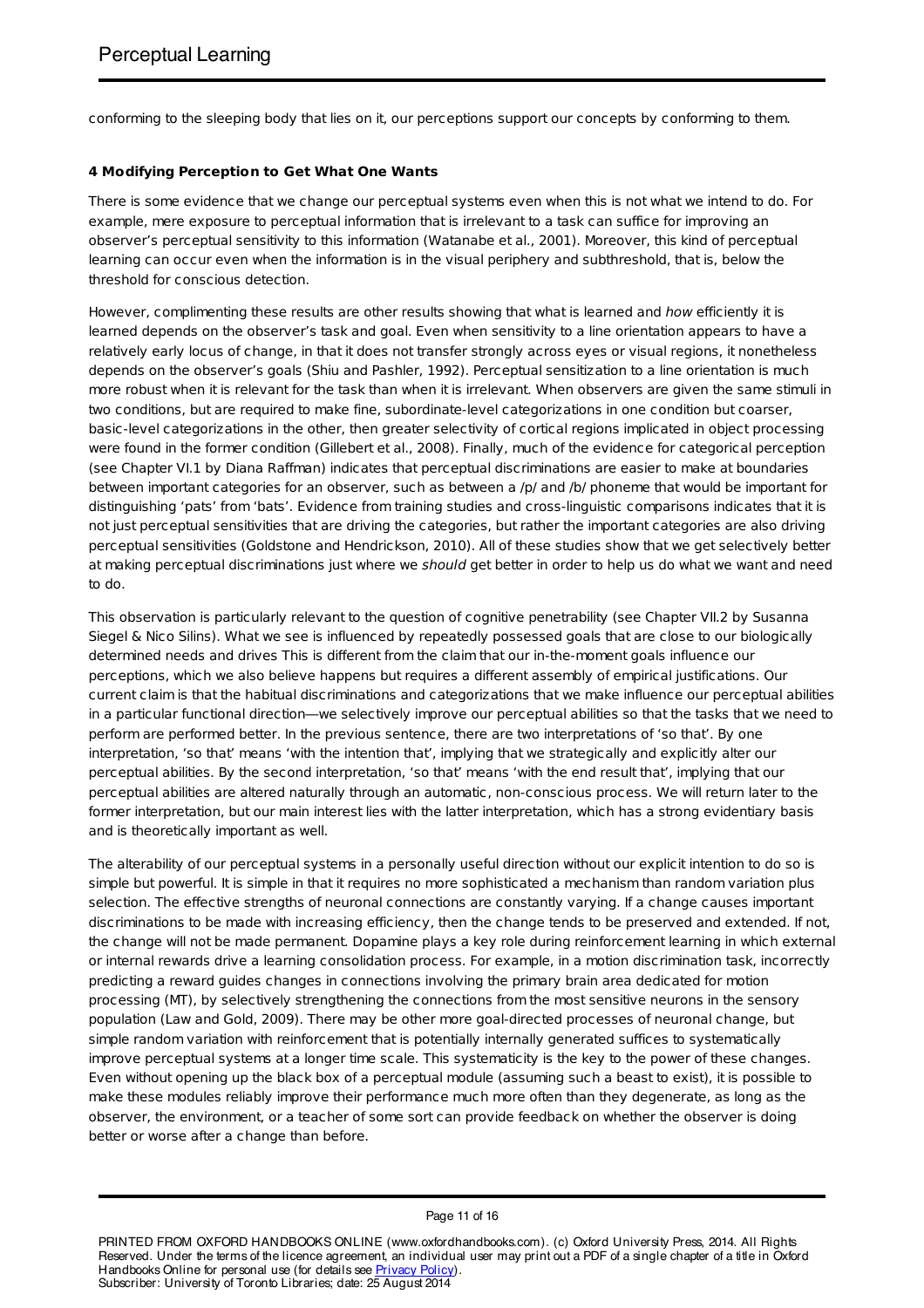conforming to the sleeping body that lies on it, our perceptions support our concepts by conforming to them.

### 4 Modifying Perception to Get What One Wants

There is some evidence that we change our perceptual systems even when this is not what we intend to do. For example, mere exposure to perceptual information that is irrelevant to a task can suffice for improving an observer's perceptual sensitivity to this information (Watanabe et al., 2001). Moreover, this kind of perceptual learning can occur even when the information is in the visual periphery and subthreshold, that is, below the threshold for conscious detection.

However, complimenting these results are other results showing that what is learned and *how* efficiently it is learned depends on the observer's task and goal. Even when sensitivity to a line orientation appears to have a relatively early locus of change, in that it does not transfer strongly across eyes or visual regions, it nonetheless depends on the observer's goals (Shiu and Pashler, 1992). Perceptual sensitization to a line orientation is much more robust when it is relevant for the task than when it is irrelevant. When observers are given the same stimuli in two conditions, but are required to make fine, subordinate-level categorizations in one condition but coarser, basic-level categorizations in the other, then greater selectivity of cortical regions implicated in object processing were found in the former condition (Gillebert et al., 2008). Finally, much of the evidence for categorical perception (see Chapter VI.1 by Diana Raffman) indicates that perceptual discriminations are easier to make at boundaries between important categories for an observer, such as between a /p/ and /b/ phoneme that would be important for distinguishing 'pats' from 'bats'. Evidence from training studies and cross-linguistic comparisons indicates that it is not just perceptual sensitivities that are driving the categories, but rather the important categories are also driving perceptual sensitivities (Goldstone and Hendrickson, 2010). All of these studies show that we get selectively better at making perceptual discriminations just where we *should* get better in order to help us do what we want and need to do.

This observation is particularly relevant to the question of cognitive penetrability (see Chapter VII.2 by Susanna Siegel & Nico Silins). What we see is influenced by repeatedly possessed goals that are close to our biologically determined needs and drives This is different from the claim that our in-the-moment goals influence our perceptions, which we also believe happens but requires a different assembly of empirical justifications. Our current claim is that the habitual discriminations and categorizations that we make influence our perceptual abilities in a particular functional direction—we selectively improve our perceptual abilities so that the tasks that we need to perform are performed better. In the previous sentence, there are two interpretations of 'so that'. By one interpretation, 'so that' means 'with the intention that', implying that we strategically and explicitly alter our perceptual abilities. By the second interpretation, 'so that' means 'with the end result that', implying that our perceptual abilities are altered naturally through an automatic, non-conscious process. We will return later to the former interpretation, but our main interest lies with the latter interpretation, which has a strong evidentiary basis and is theoretically important as well.

The alterability of our perceptual systems in a personally useful direction without our explicit intention to do so is simple but powerful. It is simple in that it requires no more sophisticated a mechanism than random variation plus selection. The effective strengths of neuronal connections are constantly varying. If a change causes important discriminations to be made with increasing efficiency, then the change tends to be preserved and extended. If not, the change will not be made permanent. Dopamine plays a key role during reinforcement learning in which external or internal rewards drive a learning consolidation process. For example, in a motion discrimination task, incorrectly predicting a reward guides changes in connections involving the primary brain area dedicated for motion processing (MT), by selectively strengthening the connections from the most sensitive neurons in the sensory population (Law and Gold, 2009). There may be other more goal-directed processes of neuronal change, but simple random variation with reinforcement that is potentially internally generated suffices to systematically improve perceptual systems at a longer time scale. This systematicity is the key to the power of these changes. Even without opening up the black box of a perceptual module (assuming such a beast to exist), it is possible to make these modules reliably improve their performance much more often than they degenerate, as long as the observer, the environment, or a teacher of some sort can provide feedback on whether the observer is doing better or worse after a change than before.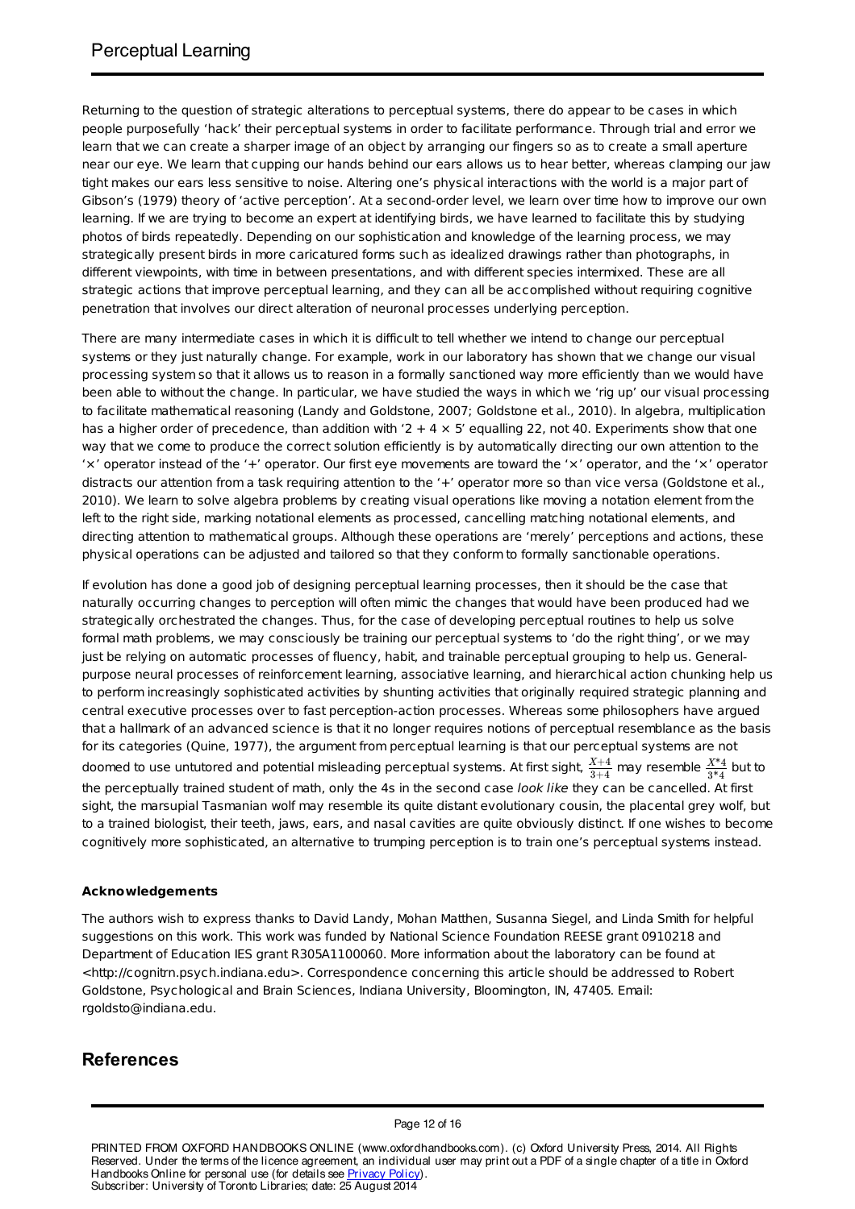Returning to the question of strategic alterations to perceptual systems, there do appear to be cases in which people purposefully 'hack' their perceptual systems in order to facilitate performance. Through trial and error we learn that we can create a sharper image of an object by arranging our fingers so as to create a small aperture near our eye. We learn that cupping our hands behind our ears allows us to hear better, whereas clamping our jaw tight makes our ears less sensitive to noise. Altering one's physical interactions with the world is a major part of Gibson's (1979) theory of 'active perception'. At a second-order level, we learn over time how to improve our own learning. If we are trying to become an expert at identifying birds, we have learned to facilitate this by studying photos of birds repeatedly. Depending on our sophistication and knowledge of the learning process, we may strategically present birds in more caricatured forms such as idealized drawings rather than photographs, in different viewpoints, with time in between presentations, and with different species intermixed. These are all strategic actions that improve perceptual learning, and they can all be accomplished without requiring cognitive penetration that involves our direct alteration of neuronal processes underlying perception.

There are many intermediate cases in which it is difficult to tell whether we intend to change our perceptual systems or they just naturally change. For example, work in our laboratory has shown that we change our visual processing system so that it allows us to reason in a formally sanctioned way more efficiently than we would have been able to without the change. In particular, we have studied the ways in which we 'rig up' our visual processing to facilitate mathematical reasoning (Landy and Goldstone, 2007; Goldstone et al., 2010). In algebra, multiplication has a higher order of precedence, than addition with '2 + 4 × 5' equalling 22, not 40. Experiments show that one way that we come to produce the correct solution efficiently is by automatically directing our own attention to the '×' operator instead of the '+' operator. Our first eye movements are toward the '×' operator, and the '×' operator distracts our attention from a task requiring attention to the '+' operator more so than vice versa (Goldstone et al., 2010). We learn to solve algebra problems by creating visual operations like moving a notation element from the left to the right side, marking notational elements as processed, cancelling matching notational elements, and directing attention to mathematical groups. Although these operations are 'merely' perceptions and actions, these physical operations can be adjusted and tailored so that they conform to formally sanctionable operations.

If evolution has done a good job of designing perceptual learning processes, then it should be the case that naturally occurring changes to perception will often mimic the changes that would have been produced had we strategically orchestrated the changes. Thus, for the case of developing perceptual routines to help us solve formal math problems, we may consciously be training our perceptual systems to 'do the right thing', or we may just be relying on automatic processes of fluency, habit, and trainable perceptual grouping to help us. General-purpose neural processes of reinforcement learning, associative learning, and hierarchical action chunking help us to perform increasingly sophisticated activities by shunting activities that originally required strategic planning and central executive processes over to fast perception-action processes. Whereas some philosophers have argued that a hallmark of an advanced science is that it no longer requires notions of perceptual resemblance as the basis for its categories (Quine, 1977), the argument from perceptual learning is that our perceptual systems are not doomed to use untutored and potential misleading perceptual systems. At first sight, $\frac{X+4}{3+4}$ may resemble $\frac{X*4}{3*4}$ but to the perceptually trained student of math, only the 4s in the second case *look like* they can be cancelled. At first sight, the marsupial Tasmanian wolf may resemble its quite distant evolutionary cousin, the placental grey wolf, but to a trained biologist, their teeth, jaws, ears, and nasal cavities are quite obviously distinct. If one wishes to become cognitively more sophisticated, an alternative to trumping perception is to train one's perceptual systems instead.

**Acknowledgements**

The authors wish to express thanks to David Landy, Mohan Matthen, Susanna Siegel, and Linda Smith for helpful suggestions on this work. This work was funded by National Science Foundation REESE grant 0910218 and Department of Education IES grant R305A1100060. More information about the laboratory can be found at <http://cognitrn.psych.indiana.edu>. Correspondence concerning this article should be addressed to Robert Goldstone, Psychological and Brain Sciences, Indiana University, Bloomington, IN, 47405. Email: rgoldsto@indiana.edu.

## References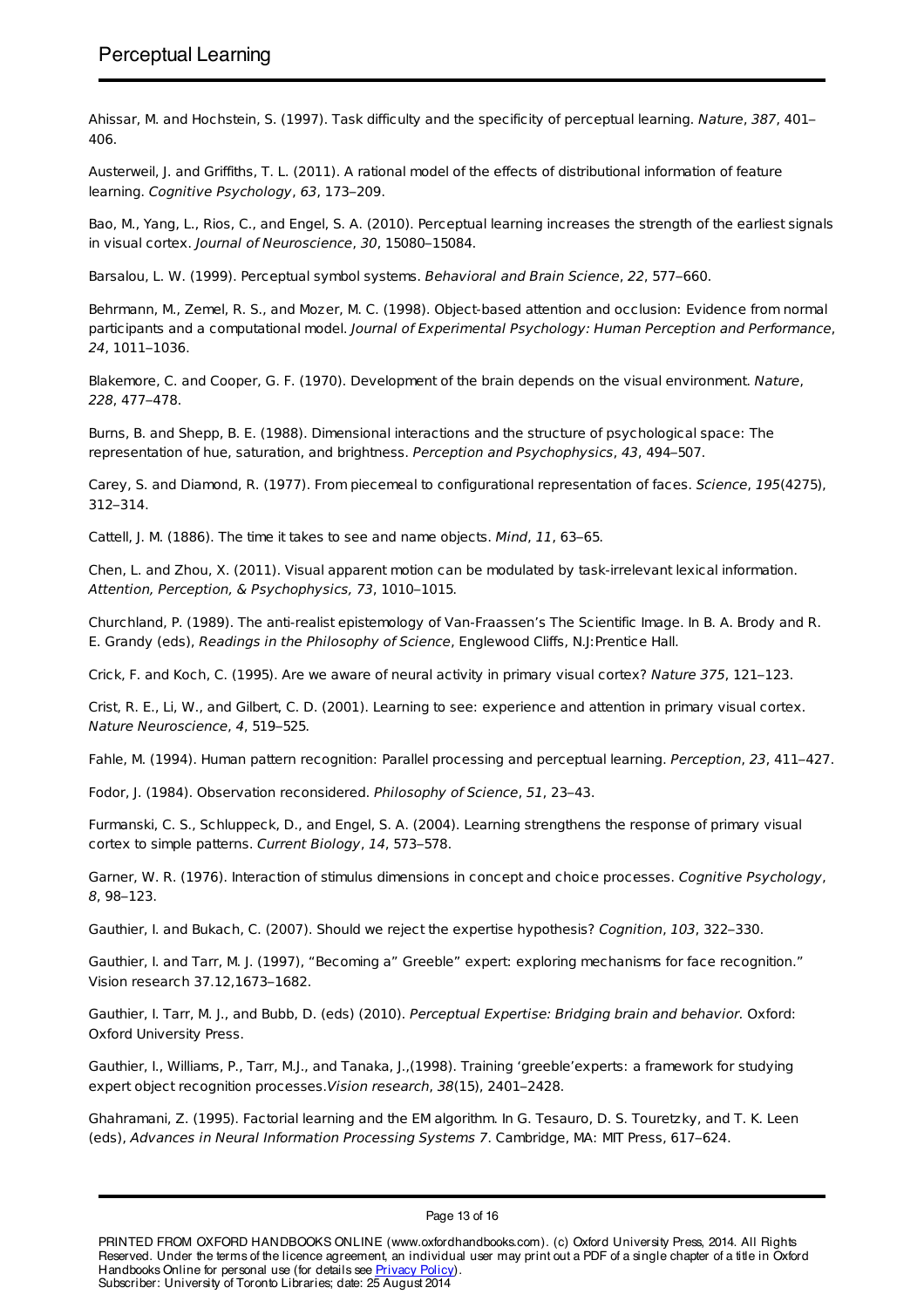Ahissar, M. and Hochstein, S. (1997). Task difficulty and the specificity of perceptual learning. *Nature*, *387*, 401–406.

Austerweil, J. and Griffiths, T. L. (2011). A rational model of the effects of distributional information of feature learning. *Cognitive Psychology*, *63*, 173–209.

Bao, M., Yang, L., Rios, C., and Engel, S. A. (2010). Perceptual learning increases the strength of the earliest signals in visual cortex. *Journal of Neuroscience*, *30*, 15080–15084.

Barsalou, L. W. (1999). Perceptual symbol systems. *Behavioral and Brain Science*, *22*, 577–660.

Behrmann, M., Zemel, R. S., and Mozer, M. C. (1998). Object-based attention and occlusion: Evidence from normal participants and a computational model. *Journal of Experimental Psychology: Human Perception and Performance*, *24*, 1011–1036.

Blakemore, C. and Cooper, G. F. (1970). Development of the brain depends on the visual environment. *Nature*, *228*, 477–478.

Burns, B. and Shepp, B. E. (1988). Dimensional interactions and the structure of psychological space: The representation of hue, saturation, and brightness. *Perception and Psychophysics*, *43*, 494–507.

Carey, S. and Diamond, R. (1977). From piecemeal to configurational representation of faces. *Science*, *195*(4275), 312–314.

Cattell, J. M. (1886). The time it takes to see and name objects. *Mind*, *11*, 63–65.

Chen, L. and Zhou, X. (2011). Visual apparent motion can be modulated by task-irrelevant lexical information. *Attention, Perception, & Psychophysics, 73*, 1010–1015.

Churchland, P. (1989). The anti-realist epistemology of Van-Fraassen's The Scientific Image. In B. A. Brody and R. E. Grandy (eds), *Readings in the Philosophy of Science*, Englewood Cliffs, N.J:Prentice Hall.

Crick, F. and Koch, C. (1995). Are we aware of neural activity in primary visual cortex? *Nature 375*, 121–123.

Crist, R. E., Li, W., and Gilbert, C. D. (2001). Learning to see: experience and attention in primary visual cortex. *Nature Neuroscience*, *4*, 519–525.

Fahle, M. (1994). Human pattern recognition: Parallel processing and perceptual learning. *Perception*, *23*, 411–427.

Fodor, J. (1984). Observation reconsidered. *Philosophy of Science*, *51*, 23–43.

Furmanski, C. S., Schluppeck, D., and Engel, S. A. (2004). Learning strengthens the response of primary visual cortex to simple patterns. *Current Biology*, *14*, 573–578.

Garner, W. R. (1976). Interaction of stimulus dimensions in concept and choice processes. *Cognitive Psychology*, *8*, 98–123.

Gauthier, I. and Bukach, C. (2007). Should we reject the expertise hypothesis? *Cognition*, *103*, 322–330.

Gauthier, I. and Tarr, M. J. (1997), "Becoming a" Greeble" expert: exploring mechanisms for face recognition." Vision research 37.12,1673–1682.

Gauthier, I. Tarr, M. J., and Bubb, D. (eds) (2010). *Perceptual Expertise: Bridging brain and behavior.* Oxford: Oxford University Press.

Gauthier, I., Williams, P., Tarr, M.J., and Tanaka, J.,(1998). Training 'greeble'experts: a framework for studying expert object recognition processes.*Vision research*, *38*(15), 2401–2428.

Ghahramani, Z. (1995). Factorial learning and the EM algorithm. In G. Tesauro, D. S. Touretzky, and T. K. Leen (eds), *Advances in Neural Information Processing Systems 7*. Cambridge, MA: MIT Press, 617–624.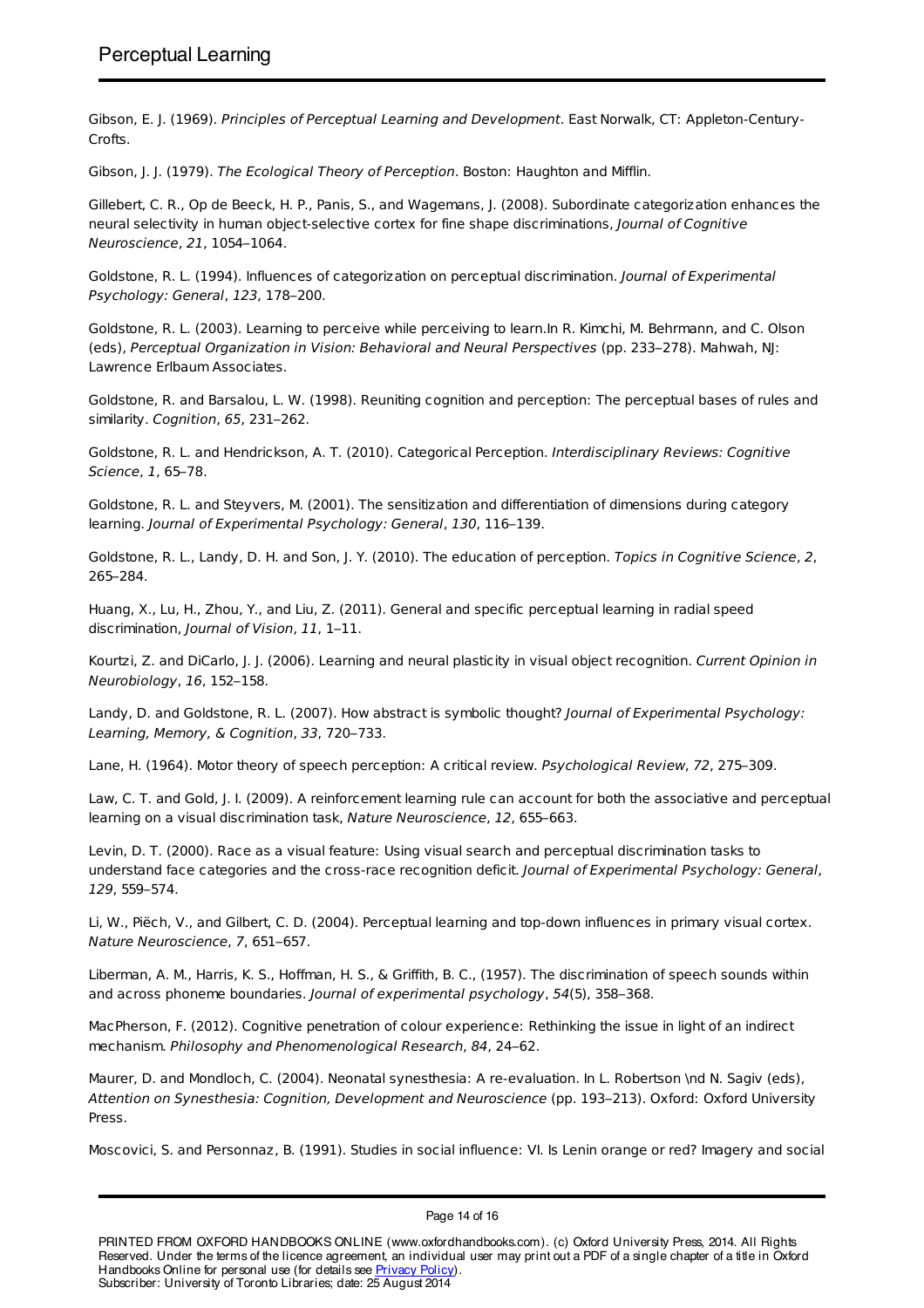Gibson, E. J. (1969). *Principles of Perceptual Learning and Development*. East Norwalk, CT: Appleton-Century-Crofts.

Gibson, J. J. (1979). *The Ecological Theory of Perception*. Boston: Haughton and Mifflin.

Gillebert, C. R., Op de Beeck, H. P., Panis, S., and Wagemans, J. (2008). Subordinate categorization enhances the neural selectivity in human object-selective cortex for fine shape discriminations, *Journal of Cognitive Neuroscience*, *21*, 1054–1064.

Goldstone, R. L. (1994). Influences of categorization on perceptual discrimination. *Journal of Experimental Psychology: General*, *123*, 178–200.

Goldstone, R. L. (2003). Learning to perceive while perceiving to learn.In R. Kimchi, M. Behrmann, and C. Olson (eds), *Perceptual Organization in Vision: Behavioral and Neural Perspectives* (pp. 233–278). Mahwah, NJ: Lawrence Erlbaum Associates.

Goldstone, R. and Barsalou, L. W. (1998). Reuniting cognition and perception: The perceptual bases of rules and similarity. *Cognition*, *65*, 231–262.

Goldstone, R. L. and Hendrickson, A. T. (2010). Categorical Perception. *Interdisciplinary Reviews: Cognitive Science*, *1*, 65–78.

Goldstone, R. L. and Steyvers, M. (2001). The sensitization and differentiation of dimensions during category learning. *Journal of Experimental Psychology: General*, *130*, 116–139.

Goldstone, R. L., Landy, D. H. and Son, J. Y. (2010). The education of perception. *Topics in Cognitive Science*, *2*, 265–284.

Huang, X., Lu, H., Zhou, Y., and Liu, Z. (2011). General and specific perceptual learning in radial speed discrimination, *Journal of Vision*, *11*, 1–11.

Kourtzi, Z. and DiCarlo, J. J. (2006). Learning and neural plasticity in visual object recognition. *Current Opinion in Neurobiology*, *16*, 152–158.

Landy, D. and Goldstone, R. L. (2007). How abstract is symbolic thought? *Journal of Experimental Psychology: Learning, Memory, & Cognition*, *33*, 720–733.

Lane, H. (1964). Motor theory of speech perception: A critical review. *Psychological Review*, *72*, 275–309.

Law, C. T. and Gold, J. I. (2009). A reinforcement learning rule can account for both the associative and perceptual learning on a visual discrimination task, *Nature Neuroscience*, *12*, 655–663.

Levin, D. T. (2000). Race as a visual feature: Using visual search and perceptual discrimination tasks to understand face categories and the cross-race recognition deficit. *Journal of Experimental Psychology: General*, *129*, 559–574.

Li, W., Piëch, V., and Gilbert, C. D. (2004). Perceptual learning and top-down influences in primary visual cortex. *Nature Neuroscience*, *7*, 651–657.

Liberman, A. M., Harris, K. S., Hoffman, H. S., & Griffith, B. C., (1957). The discrimination of speech sounds within and across phoneme boundaries. *Journal of experimental psychology*, *54*(5), 358–368.

MacPherson, F. (2012). Cognitive penetration of colour experience: Rethinking the issue in light of an indirect mechanism. *Philosophy and Phenomenological Research*, *84*, 24–62.

Maurer, D. and Mondloch, C. (2004). Neonatal synesthesia: A re-evaluation. In L. Robertson \nd N. Sagiv (eds), *Attention on Synesthesia: Cognition, Development and Neuroscience* (pp. 193–213). Oxford: Oxford University Press.

Moscovici, S. and Personnaz, B. (1991). Studies in social influence: VI. Is Lenin orange or red? Imagery and social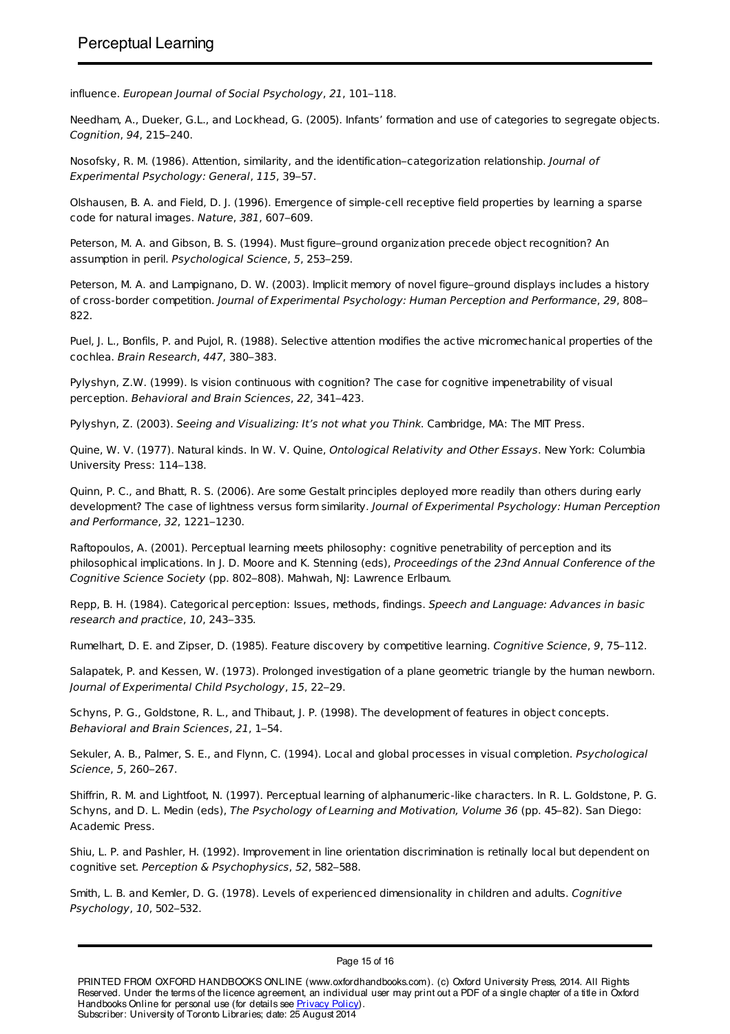influence. *European Journal of Social Psychology*, *21*, 101–118.

Needham, A., Dueker, G.L., and Lockhead, G. (2005). Infants' formation and use of categories to segregate objects. *Cognition*, *94*, 215–240.

Nosofsky, R. M. (1986). Attention, similarity, and the identification–categorization relationship. *Journal of Experimental Psychology: General*, *115*, 39–57.

Olshausen, B. A. and Field, D. J. (1996). Emergence of simple-cell receptive field properties by learning a sparse code for natural images. *Nature*, *381*, 607–609.

Peterson, M. A. and Gibson, B. S. (1994). Must figure–ground organization precede object recognition? An assumption in peril. *Psychological Science*, *5*, 253–259.

Peterson, M. A. and Lampignano, D. W. (2003). Implicit memory of novel figure–ground displays includes a history of cross-border competition. *Journal of Experimental Psychology: Human Perception and Performance*, *29*, 808–822.

Puel, J. L., Bonfils, P. and Pujol, R. (1988). Selective attention modifies the active micromechanical properties of the cochlea. *Brain Research*, *447*, 380–383.

Pylyshyn, Z.W. (1999). Is vision continuous with cognition? The case for cognitive impenetrability of visual perception. *Behavioral and Brain Sciences*, *22*, 341–423.

Pylyshyn, Z. (2003). *Seeing and Visualizing: It's not what you Think*. Cambridge, MA: The MIT Press.

Quine, W. V. (1977). Natural kinds. In W. V. Quine, *Ontological Relativity and Other Essays*. New York: Columbia University Press: 114–138.

Quinn, P. C., and Bhatt, R. S. (2006). Are some Gestalt principles deployed more readily than others during early development? The case of lightness versus form similarity. *Journal of Experimental Psychology: Human Perception and Performance*, *32*, 1221–1230.

Raftopoulos, A. (2001). Perceptual learning meets philosophy: cognitive penetrability of perception and its philosophical implications. In J. D. Moore and K. Stenning (eds), *Proceedings of the 23nd Annual Conference of the Cognitive Science Society* (pp. 802–808). Mahwah, NJ: Lawrence Erlbaum.

Repp, B. H. (1984). Categorical perception: Issues, methods, findings. *Speech and Language: Advances in basic research and practice*, *10*, 243–335.

Rumelhart, D. E. and Zipser, D. (1985). Feature discovery by competitive learning. *Cognitive Science*, *9*, 75–112.

Salapatek, P. and Kessen, W. (1973). Prolonged investigation of a plane geometric triangle by the human newborn. *Journal of Experimental Child Psychology*, *15*, 22–29.

Schyns, P. G., Goldstone, R. L., and Thibaut, J. P. (1998). The development of features in object concepts. *Behavioral and Brain Sciences*, *21*, 1–54.

Sekuler, A. B., Palmer, S. E., and Flynn, C. (1994). Local and global processes in visual completion. *Psychological Science*, *5*, 260–267.

Shiffrin, R. M. and Lightfoot, N. (1997). Perceptual learning of alphanumeric-like characters. In R. L. Goldstone, P. G. Schyns, and D. L. Medin (eds), *The Psychology of Learning and Motivation, Volume 36* (pp. 45–82). San Diego: Academic Press.

Shiu, L. P. and Pashler, H. (1992). Improvement in line orientation discrimination is retinally local but dependent on cognitive set. *Perception & Psychophysics*, *52*, 582–588.

Smith, L. B. and Kemler, D. G. (1978). Levels of experienced dimensionality in children and adults. *Cognitive Psychology*, *10*, 502–532.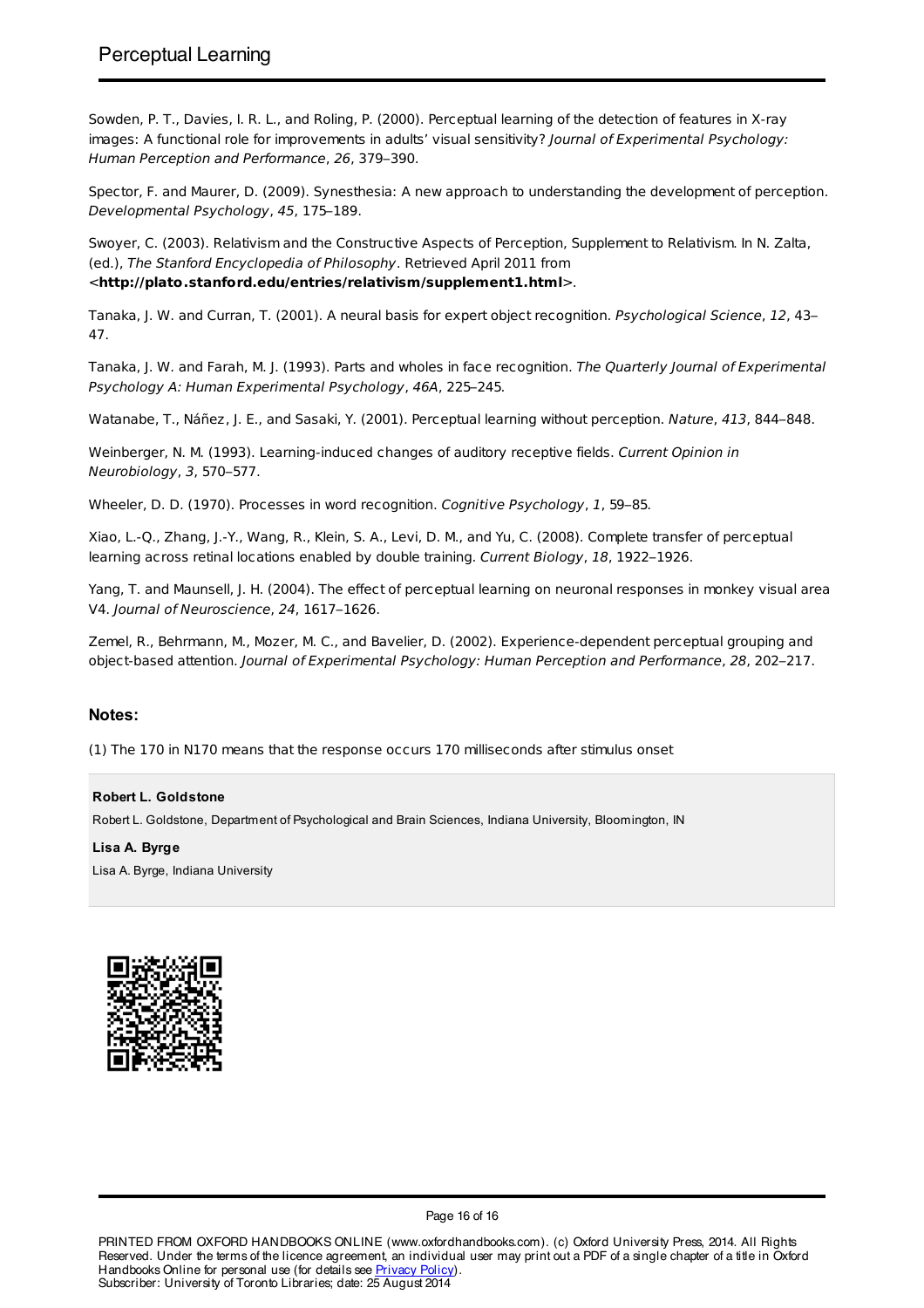Sowden, P. T., Davies, I. R. L., and Roling, P. (2000). Perceptual learning of the detection of features in X-ray images: A functional role for improvements in adults' visual sensitivity? *Journal of Experimental Psychology: Human Perception and Performance*, *26*, 379–390.

Spector, F. and Maurer, D. (2009). Synesthesia: A new approach to understanding the development of perception. *Developmental Psychology*, *45*, 175–189.

Swoyer, C. (2003). Relativism and the Constructive Aspects of Perception, Supplement to Relativism. In N. Zalta, (ed.), *The Stanford Encyclopedia of Philosophy*. Retrieved April 2011 from <**http://plato.stanford.edu/entries/relativism/supplement1.html**>.

Tanaka, J. W. and Curran, T. (2001). A neural basis for expert object recognition. *Psychological Science*, *12*, 43–47.

Tanaka, J. W. and Farah, M. J. (1993). Parts and wholes in face recognition. *The Quarterly Journal of Experimental Psychology A: Human Experimental Psychology*, *46A*, 225–245.

Watanabe, T., Náñez, J. E., and Sasaki, Y. (2001). Perceptual learning without perception. *Nature*, *413*, 844–848.

Weinberger, N. M. (1993). Learning-induced changes of auditory receptive fields. *Current Opinion in Neurobiology*, *3*, 570–577.

Wheeler, D. D. (1970). Processes in word recognition. *Cognitive Psychology*, *1*, 59–85.

Xiao, L.-Q., Zhang, J.-Y., Wang, R., Klein, S. A., Levi, D. M., and Yu, C. (2008). Complete transfer of perceptual learning across retinal locations enabled by double training. *Current Biology*, *18*, 1922–1926.

Yang, T. and Maunsell, J. H. (2004). The effect of perceptual learning on neuronal responses in monkey visual area V4. *Journal of Neuroscience*, *24*, 1617–1626.

Zemel, R., Behrmann, M., Mozer, M. C., and Bavelier, D. (2002). Experience-dependent perceptual grouping and object-based attention. *Journal of Experimental Psychology: Human Perception and Performance*, *28*, 202–217.

## Notes:

(1) The 170 in N170 means that the response occurs 170 milliseconds after stimulus onset

**Robert L. Goldstone**

Robert L. Goldstone, Department of Psychological and Brain Sciences, Indiana University, Bloomington, IN

**Lisa A. Byrge**

Lisa A. Byrge, Indiana University